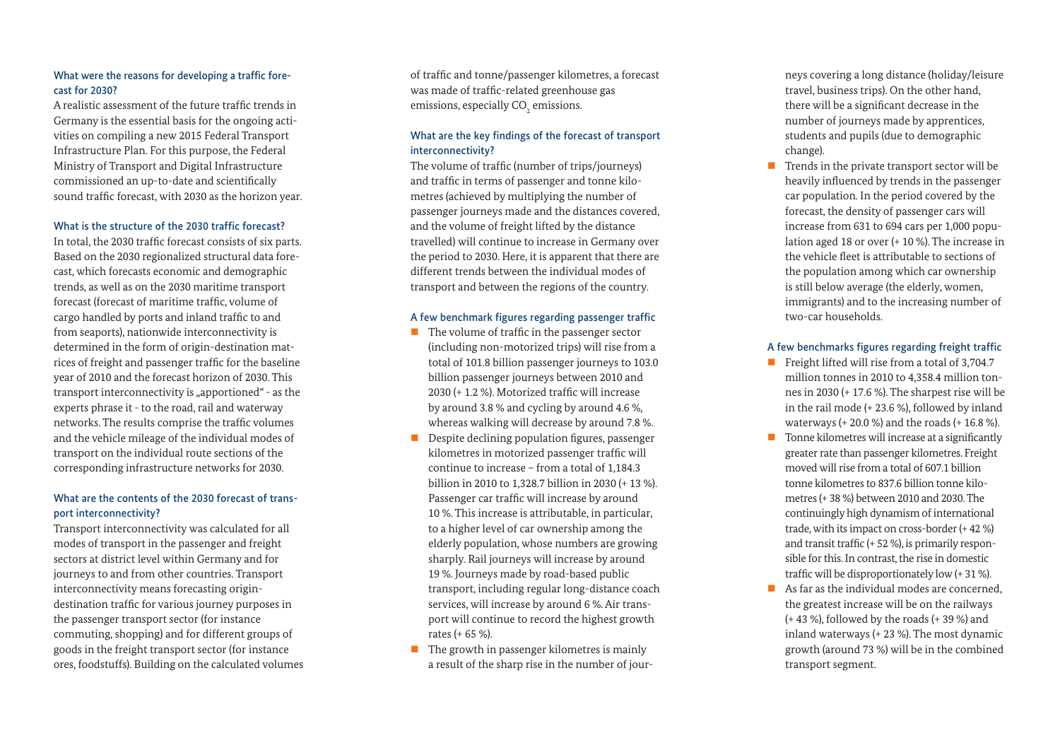### What were the reasons for developing a traffic forecast for 2030?

A realistic assessment of the future traffic trends in Germany is the essential basis for the ongoing activities on compiling a new 2015 Federal Transport Infrastructure Plan. For this purpose, the Federal Ministry of Transport and Digital Infrastructure commissioned an up-to-date and scientifically sound traffic forecast, with 2030 as the horizon year.

### What is the structure of the 2030 traffic forecast?

In total, the 2030 traffic forecast consists of six parts. Based on the 2030 regionalized structural data forecast, which forecasts economic and demographic trends, as well as on the 2030 maritime transport forecast (forecast of maritime traffic, volume of cargo handled by ports and inland traffic to and from seaports), nationwide interconnectivity is determined in the form of origin-destination matrices of freight and passenger traffic for the baseline year of 2010 and the forecast horizon of 2030. This transport interconnectivity is „apportioned" - as the experts phrase it - to the road, rail and waterway networks. The results comprise the traffic volumes and the vehicle mileage of the individual modes of transport on the individual route sections of the corresponding infrastructure networks for 2030.

### What are the contents of the 2030 forecast of transport interconnectivity?

Transport interconnectivity was calculated for all modes of transport in the passenger and freight sectors at district level within Germany and for journeys to and from other countries. Transport interconnectivity means forecasting origin-destination traffic for various journey purposes in the passenger transport sector (for instance commuting, shopping) and for different groups of goods in the freight transport sector (for instance ores, foodstuffs). Building on the calculated volumes of traffic and tonne/passenger kilometres, a forecast was made of traffic-related greenhouse gas emissions, especially $CO_2$ emissions.

### What are the key findings of the forecast of transport interconnectivity?

The volume of traffic (number of trips/journeys) and traffic in terms of passenger and tonne kilometres (achieved by multiplying the number of passenger journeys made and the distances covered, and the volume of freight lifted by the distance travelled) will continue to increase in Germany over the period to 2030. Here, it is apparent that there are different trends between the individual modes of transport and between the regions of the country.

### A few benchmark figures regarding passenger traffic

- The volume of traffic in the passenger sector (including non-motorized trips) will rise from a total of 101.8 billion passenger journeys to 103.0 billion passenger journeys between 2010 and 2030 (+ 1.2 %). Motorized traffic will increase by around 3.8 % and cycling by around 4.6 %, whereas walking will decrease by around 7.8 %.
- Despite declining population figures, passenger kilometres in motorized passenger traffic will continue to increase – from a total of 1,184.3 billion in 2010 to 1,328.7 billion in 2030 (+ 13 %). Passenger car traffic will increase by around 10 %. This increase is attributable, in particular, to a higher level of car ownership among the elderly population, whose numbers are growing sharply. Rail journeys will increase by around 19 %. Journeys made by road-based public transport, including regular long-distance coach services, will increase by around 6 %. Air transport will continue to record the highest growth rates (+ 65 %).
- The growth in passenger kilometres is mainly a result of the sharp rise in the number of journeys covering a long distance (holiday/leisure travel, business trips). On the other hand, there will be a significant decrease in the number of journeys made by apprentices, students and pupils (due to demographic change).
- Trends in the private transport sector will be heavily influenced by trends in the passenger car population. In the period covered by the forecast, the density of passenger cars will increase from 631 to 694 cars per 1,000 population aged 18 or over (+ 10 %). The increase in the vehicle fleet is attributable to sections of the population among which car ownership is still below average (the elderly, women, immigrants) and to the increasing number of two-car households.

### A few benchmarks figures regarding freight traffic

- Freight lifted will rise from a total of 3,704.7 million tonnes in 2010 to 4,358.4 million tonnes in 2030 (+ 17.6 %). The sharpest rise will be in the rail mode (+ 23.6 %), followed by inland waterways (+ 20.0 %) and the roads (+ 16.8 %).
- Tonne kilometres will increase at a significantly greater rate than passenger kilometres. Freight moved will rise from a total of 607.1 billion tonne kilometres to 837.6 billion tonne kilometres (+ 38 %) between 2010 and 2030. The continuingly high dynamism of international trade, with its impact on cross-border (+ 42 %) and transit traffic (+ 52 %), is primarily responsible for this. In contrast, the rise in domestic traffic will be disproportionately low (+ 31 %).
- As far as the individual modes are concerned, the greatest increase will be on the railways (+ 43 %), followed by the roads (+ 39 %) and inland waterways (+ 23 %). The most dynamic growth (around 73 %) will be in the combined transport segment.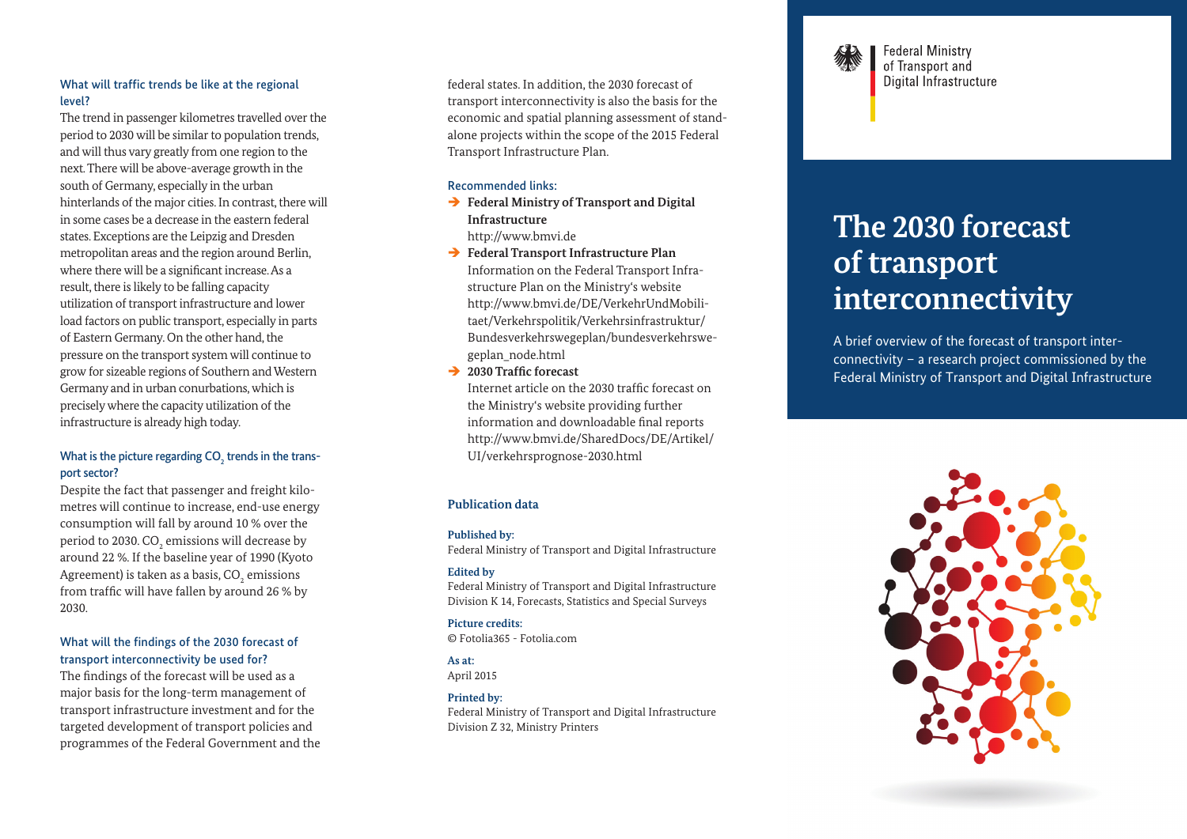### What will traffic trends be like at the regional level?

The trend in passenger kilometres travelled over the period to 2030 will be similar to population trends, and will thus vary greatly from one region to the next. There will be above-average growth in the south of Germany, especially in the urban hinterlands of the major cities. In contrast, there will in some cases be a decrease in the eastern federal states. Exceptions are the Leipzig and Dresden metropolitan areas and the region around Berlin, where there will be a significant increase. As a result, there is likely to be falling capacity utilization of transport infrastructure and lower load factors on public transport, especially in parts of Eastern Germany. On the other hand, the pressure on the transport system will continue to grow for sizeable regions of Southern and Western Germany and in urban conurbations, which is precisely where the capacity utilization of the infrastructure is already high today.

### What is the picture regarding $CO_2$ trends in the transport sector?

Despite the fact that passenger and freight kilometres will continue to increase, end-use energy consumption will fall by around 10 % over the period to 2030. $CO_2$ emissions will decrease by around 22 %. If the baseline year of 1990 (Kyoto Agreement) is taken as a basis, $CO_2$ emissions from traffic will have fallen by around 26 % by 2030.

### What will the findings of the 2030 forecast of transport interconnectivity be used for?

The findings of the forecast will be used as a major basis for the long-term management of transport infrastructure investment and for the targeted development of transport policies and programmes of the Federal Government and the federal states. In addition, the 2030 forecast of transport interconnectivity is also the basis for the economic and spatial planning assessment of stand-alone projects within the scope of the 2015 Federal Transport Infrastructure Plan.

### Recommended links:

- **Federal Ministry of Transport and Digital Infrastructure**
  http://www.bmvi.de
- **Federal Transport Infrastructure Plan**
  Information on the Federal Transport Infrastructure Plan on the Ministry's website
  http://www.bmvi.de/DE/VerkehrUndMobilitaet/Verkehrspolitik/Verkehrsinfrastruktur/Bundesverkehrswegeplan/bundesverkehrswegeplan_node.html
- **2030 Traffic forecast**
  Internet article on the 2030 traffic forecast on the Ministry's website providing further information and downloadable final reports
  http://www.bmvi.de/SharedDocs/DE/Artikel/UI/verkehrsprognose-2030.html

### Publication data

**Published by:**
Federal Ministry of Transport and Digital Infrastructure

**Edited by**
Federal Ministry of Transport and Digital Infrastructure
Division K 14, Forecasts, Statistics and Special Surveys

**Picture credits:**
© Fotolia365 - Fotolia.com

**As at:**
April 2015

**Printed by:**
Federal Ministry of Transport and Digital Infrastructure
Division Z 32, Ministry Printers

Federal Ministry
of Transport and
Digital Infrastructure

# The 2030 forecast of transport interconnectivity

A brief overview of the forecast of transport interconnectivity – a research project commissioned by the Federal Ministry of Transport and Digital Infrastructure